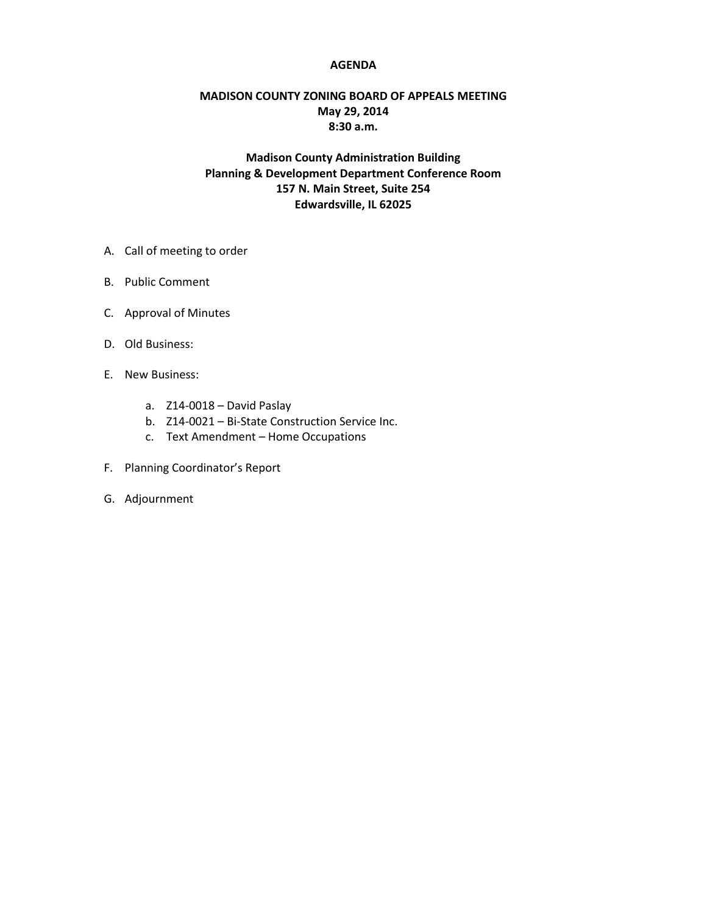# AGENDA

## MADISON COUNTY ZONING BOARD OF APPEALS MEETING
**May 29, 2014**
**8:30 a.m.**

**Madison County Administration Building**
**Planning & Development Department Conference Room**
**157 N. Main Street, Suite 254**
**Edwardsville, IL 62025**

A. Call of meeting to order

B. Public Comment

C. Approval of Minutes

D. Old Business:

E. New Business:

   a. Z14-0018 – David Paslay
   b. Z14-0021 – Bi-State Construction Service Inc.
   c. Text Amendment – Home Occupations

F. Planning Coordinator's Report

G. Adjournment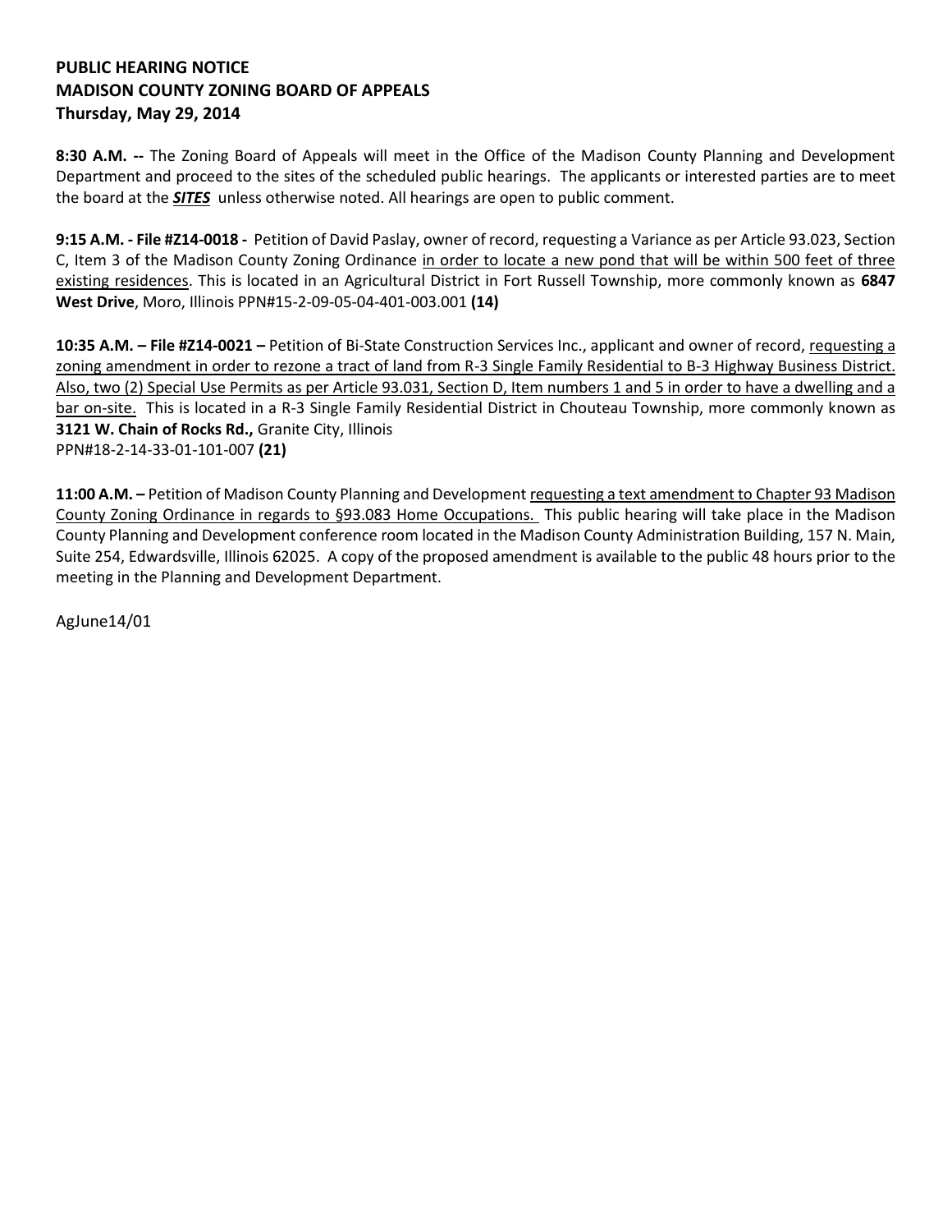**PUBLIC HEARING NOTICE**
**MADISON COUNTY ZONING BOARD OF APPEALS**
**Thursday, May 29, 2014**

**8:30 A.M. --** The Zoning Board of Appeals will meet in the Office of the Madison County Planning and Development Department and proceed to the sites of the scheduled public hearings. The applicants or interested parties are to meet the board at the ***SITES*** unless otherwise noted. All hearings are open to public comment.

**9:15 A.M. - File #Z14-0018 -** Petition of David Paslay, owner of record, requesting a Variance as per Article 93.023, Section C, Item 3 of the Madison County Zoning Ordinance in order to locate a new pond that will be within 500 feet of three existing residences. This is located in an Agricultural District in Fort Russell Township, more commonly known as **6847 West Drive**, Moro, Illinois PPN#15-2-09-05-04-401-003.001 **(14)**

**10:35 A.M. – File #Z14-0021 –** Petition of Bi-State Construction Services Inc., applicant and owner of record, requesting a zoning amendment in order to rezone a tract of land from R-3 Single Family Residential to B-3 Highway Business District. Also, two (2) Special Use Permits as per Article 93.031, Section D, Item numbers 1 and 5 in order to have a dwelling and a bar on-site. This is located in a R-3 Single Family Residential District in Chouteau Township, more commonly known as **3121 W. Chain of Rocks Rd.,** Granite City, Illinois
PPN#18-2-14-33-01-101-007 **(21)**

**11:00 A.M. –** Petition of Madison County Planning and Development requesting a text amendment to Chapter 93 Madison County Zoning Ordinance in regards to §93.083 Home Occupations. This public hearing will take place in the Madison County Planning and Development conference room located in the Madison County Administration Building, 157 N. Main, Suite 254, Edwardsville, Illinois 62025. A copy of the proposed amendment is available to the public 48 hours prior to the meeting in the Planning and Development Department.

AgJune14/01